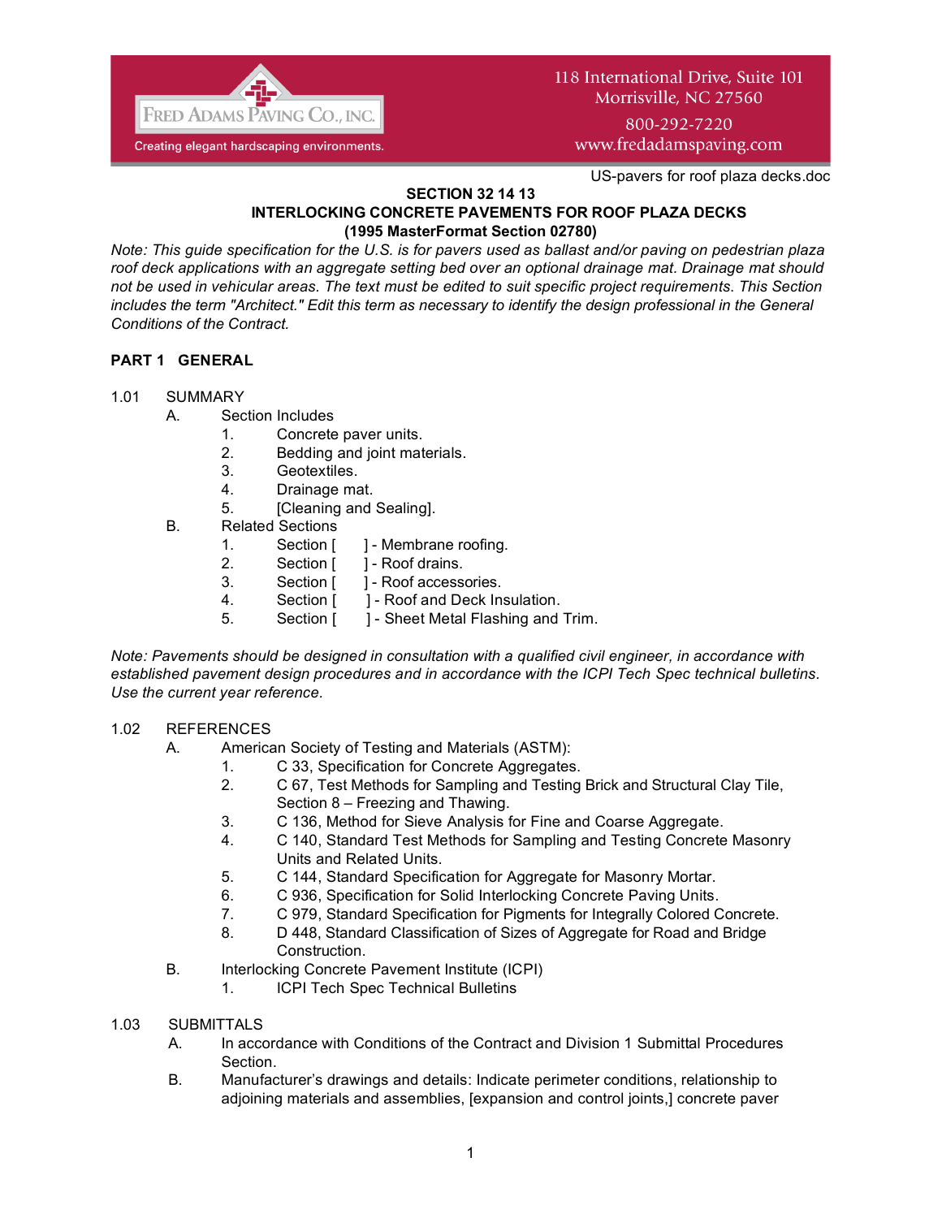Fred Adams Paving Co., Inc.
Creating elegant hardscaping environments.

118 International Drive, Suite 101
Morrisville, NC 27560
800-292-7220
www.fredadamspaving.com

US-pavers for roof plaza decks.doc

# SECTION 32 14 13
## INTERLOCKING CONCRETE PAVEMENTS FOR ROOF PLAZA DECKS
### (1995 MasterFormat Section 02780)

*Note: This guide specification for the U.S. is for pavers used as ballast and/or paving on pedestrian plaza roof deck applications with an aggregate setting bed over an optional drainage mat. Drainage mat should not be used in vehicular areas. The text must be edited to suit specific project requirements. This Section includes the term "Architect." Edit this term as necessary to identify the design professional in the General Conditions of the Contract.*

## PART 1 GENERAL

1.01 SUMMARY

- A. Section Includes
  1. Concrete paver units.
  2. Bedding and joint materials.
  3. Geotextiles.
  4. Drainage mat.
  5. [Cleaning and Sealing].
- B. Related Sections
  1. Section [ ] - Membrane roofing.
  2. Section [ ] - Roof drains.
  3. Section [ ] - Roof accessories.
  4. Section [ ] - Roof and Deck Insulation.
  5. Section [ ] - Sheet Metal Flashing and Trim.

*Note: Pavements should be designed in consultation with a qualified civil engineer, in accordance with established pavement design procedures and in accordance with the ICPI Tech Spec technical bulletins. Use the current year reference.*

1.02 REFERENCES

- A. American Society of Testing and Materials (ASTM):
  1. C 33, Specification for Concrete Aggregates.
  2. C 67, Test Methods for Sampling and Testing Brick and Structural Clay Tile, Section 8 – Freezing and Thawing.
  3. C 136, Method for Sieve Analysis for Fine and Coarse Aggregate.
  4. C 140, Standard Test Methods for Sampling and Testing Concrete Masonry Units and Related Units.
  5. C 144, Standard Specification for Aggregate for Masonry Mortar.
  6. C 936, Specification for Solid Interlocking Concrete Paving Units.
  7. C 979, Standard Specification for Pigments for Integrally Colored Concrete.
  8. D 448, Standard Classification of Sizes of Aggregate for Road and Bridge Construction.
- B. Interlocking Concrete Pavement Institute (ICPI)
  1. ICPI Tech Spec Technical Bulletins

1.03 SUBMITTALS

- A. In accordance with Conditions of the Contract and Division 1 Submittal Procedures Section.
- B. Manufacturer's drawings and details: Indicate perimeter conditions, relationship to adjoining materials and assemblies, [expansion and control joints,] concrete paver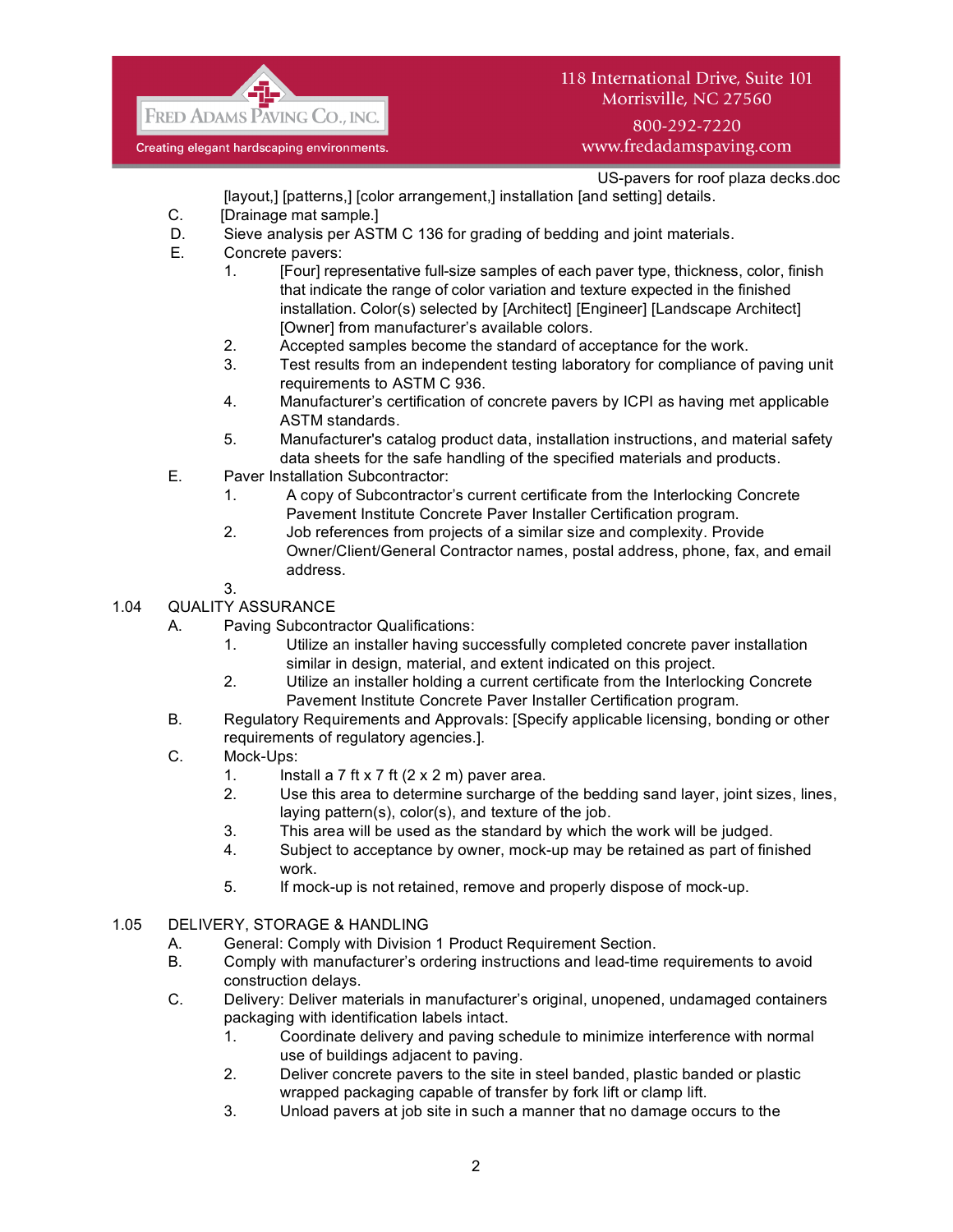[layout,] [patterns,] [color arrangement,] installation [and setting] details.

C. [Drainage mat sample.]

D. Sieve analysis per ASTM C 136 for grading of bedding and joint materials.

E. Concrete pavers:

1. [Four] representative full-size samples of each paver type, thickness, color, finish that indicate the range of color variation and texture expected in the finished installation. Color(s) selected by [Architect] [Engineer] [Landscape Architect] [Owner] from manufacturer's available colors.
2. Accepted samples become the standard of acceptance for the work.
3. Test results from an independent testing laboratory for compliance of paving unit requirements to ASTM C 936.
4. Manufacturer's certification of concrete pavers by ICPI as having met applicable ASTM standards.
5. Manufacturer's catalog product data, installation instructions, and material safety data sheets for the safe handling of the specified materials and products.

E. Paver Installation Subcontractor:

1. A copy of Subcontractor's current certificate from the Interlocking Concrete Pavement Institute Concrete Paver Installer Certification program.
2. Job references from projects of a similar size and complexity. Provide Owner/Client/General Contractor names, postal address, phone, fax, and email address.
3.

## 1.04 QUALITY ASSURANCE

A. Paving Subcontractor Qualifications:

1. Utilize an installer having successfully completed concrete paver installation similar in design, material, and extent indicated on this project.
2. Utilize an installer holding a current certificate from the Interlocking Concrete Pavement Institute Concrete Paver Installer Certification program.

B. Regulatory Requirements and Approvals: [Specify applicable licensing, bonding or other requirements of regulatory agencies.].

C. Mock-Ups:

1. Install a 7 ft x 7 ft (2 x 2 m) paver area.
2. Use this area to determine surcharge of the bedding sand layer, joint sizes, lines, laying pattern(s), color(s), and texture of the job.
3. This area will be used as the standard by which the work will be judged.
4. Subject to acceptance by owner, mock-up may be retained as part of finished work.
5. If mock-up is not retained, remove and properly dispose of mock-up.

## 1.05 DELIVERY, STORAGE & HANDLING

A. General: Comply with Division 1 Product Requirement Section.

B. Comply with manufacturer's ordering instructions and lead-time requirements to avoid construction delays.

C. Delivery: Deliver materials in manufacturer's original, unopened, undamaged containers packaging with identification labels intact.

1. Coordinate delivery and paving schedule to minimize interference with normal use of buildings adjacent to paving.
2. Deliver concrete pavers to the site in steel banded, plastic banded or plastic wrapped packaging capable of transfer by fork lift or clamp lift.
3. Unload pavers at job site in such a manner that no damage occurs to the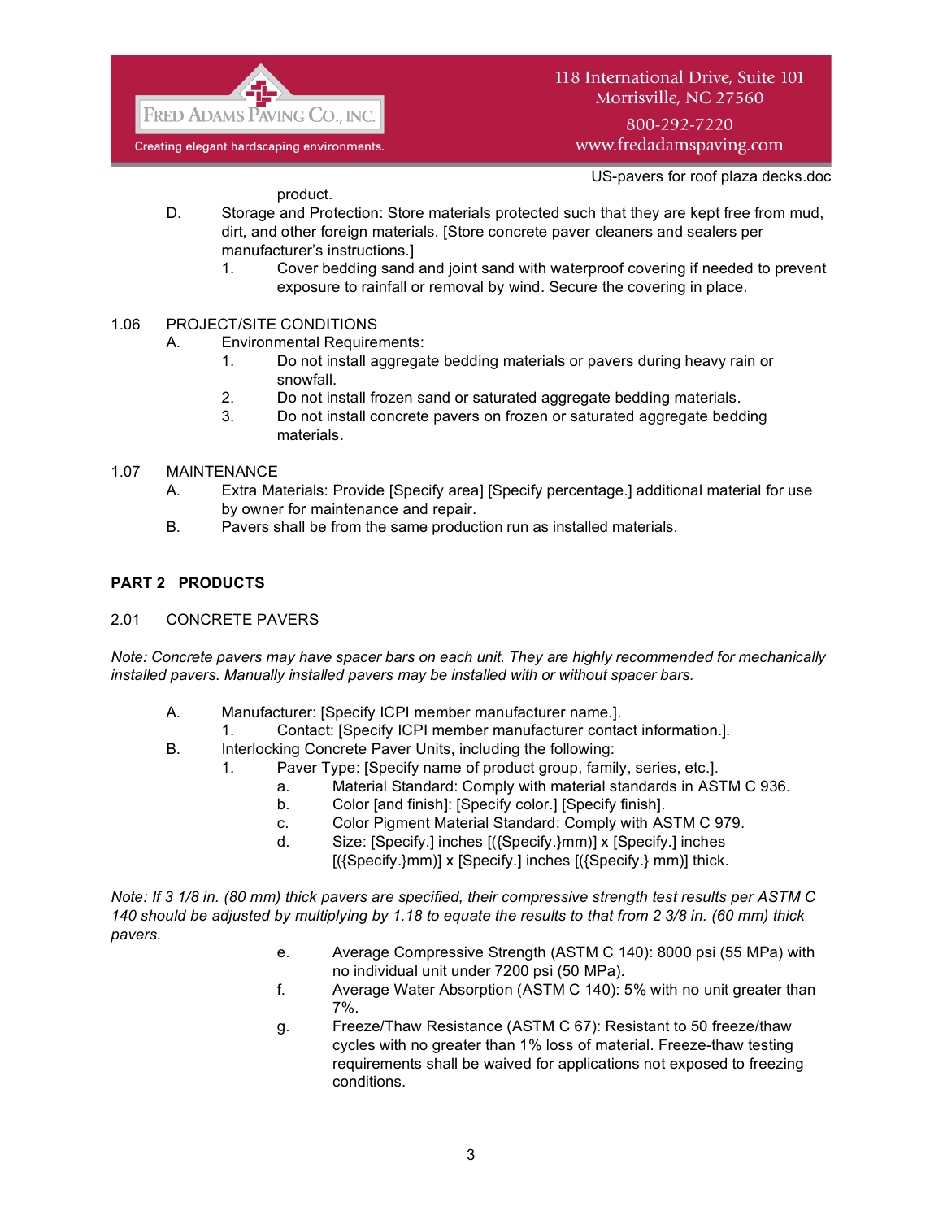product.

D. Storage and Protection: Store materials protected such that they are kept free from mud, dirt, and other foreign materials. [Store concrete paver cleaners and sealers per manufacturer's instructions.]

1. Cover bedding sand and joint sand with waterproof covering if needed to prevent exposure to rainfall or removal by wind. Secure the covering in place.

1.06 PROJECT/SITE CONDITIONS

A. Environmental Requirements:

1. Do not install aggregate bedding materials or pavers during heavy rain or snowfall.
2. Do not install frozen sand or saturated aggregate bedding materials.
3. Do not install concrete pavers on frozen or saturated aggregate bedding materials.

1.07 MAINTENANCE

A. Extra Materials: Provide [Specify area] [Specify percentage.] additional material for use by owner for maintenance and repair.

B. Pavers shall be from the same production run as installed materials.

## PART 2 PRODUCTS

2.01 CONCRETE PAVERS

*Note: Concrete pavers may have spacer bars on each unit. They are highly recommended for mechanically installed pavers. Manually installed pavers may be installed with or without spacer bars.*

A. Manufacturer: [Specify ICPI member manufacturer name.].

1. Contact: [Specify ICPI member manufacturer contact information.].

B. Interlocking Concrete Paver Units, including the following:

1. Paver Type: [Specify name of product group, family, series, etc.].
   a. Material Standard: Comply with material standards in ASTM C 936.
   b. Color [and finish]: [Specify color.] [Specify finish].
   c. Color Pigment Material Standard: Comply with ASTM C 979.
   d. Size: [Specify.] inches [({Specify.}mm)] x [Specify.] inches [({Specify.}mm)] x [Specify.] inches [({Specify.} mm)] thick.

*Note: If 3 1/8 in. (80 mm) thick pavers are specified, their compressive strength test results per ASTM C 140 should be adjusted by multiplying by 1.18 to equate the results to that from 2 3/8 in. (60 mm) thick pavers.*

   e. Average Compressive Strength (ASTM C 140): 8000 psi (55 MPa) with no individual unit under 7200 psi (50 MPa).
   f. Average Water Absorption (ASTM C 140): 5% with no unit greater than 7%.
   g. Freeze/Thaw Resistance (ASTM C 67): Resistant to 50 freeze/thaw cycles with no greater than 1% loss of material. Freeze-thaw testing requirements shall be waived for applications not exposed to freezing conditions.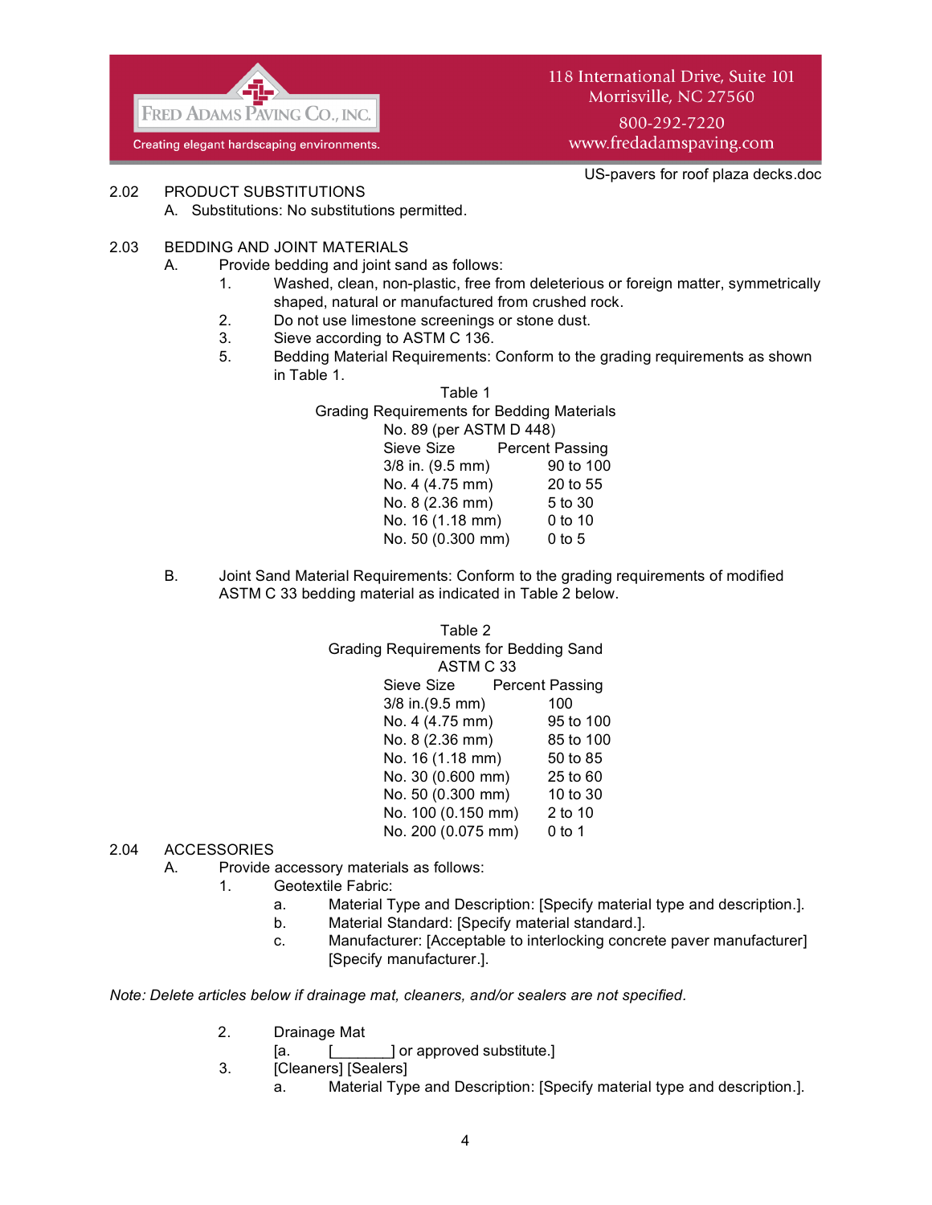2.02 PRODUCT SUBSTITUTIONS

A. Substitutions: No substitutions permitted.

2.03 BEDDING AND JOINT MATERIALS

A. Provide bedding and joint sand as follows:

1. Washed, clean, non-plastic, free from deleterious or foreign matter, symmetrically shaped, natural or manufactured from crushed rock.
2. Do not use limestone screenings or stone dust.
3. Sieve according to ASTM C 136.
5. Bedding Material Requirements: Conform to the grading requirements as shown in Table 1.

Table 1
Grading Requirements for Bedding Materials
No. 89 (per ASTM D 448)

| Sieve Size | Percent Passing |
|---|---|
| 3/8 in. (9.5 mm) | 90 to 100 |
| No. 4 (4.75 mm) | 20 to 55 |
| No. 8 (2.36 mm) | 5 to 30 |
| No. 16 (1.18 mm) | 0 to 10 |
| No. 50 (0.300 mm) | 0 to 5 |

B. Joint Sand Material Requirements: Conform to the grading requirements of modified ASTM C 33 bedding material as indicated in Table 2 below.

Table 2
Grading Requirements for Bedding Sand
ASTM C 33

| Sieve Size | Percent Passing |
|---|---|
| 3/8 in.(9.5 mm) | 100 |
| No. 4 (4.75 mm) | 95 to 100 |
| No. 8 (2.36 mm) | 85 to 100 |
| No. 16 (1.18 mm) | 50 to 85 |
| No. 30 (0.600 mm) | 25 to 60 |
| No. 50 (0.300 mm) | 10 to 30 |
| No. 100 (0.150 mm) | 2 to 10 |
| No. 200 (0.075 mm) | 0 to 1 |

2.04 ACCESSORIES

A. Provide accessory materials as follows:

1. Geotextile Fabric:
   a. Material Type and Description: [Specify material type and description.].
   b. Material Standard: [Specify material standard.].
   c. Manufacturer: [Acceptable to interlocking concrete paver manufacturer] [Specify manufacturer.].

*Note: Delete articles below if drainage mat, cleaners, and/or sealers are not specified.*

2. Drainage Mat
   [a. [_______] or approved substitute.]
3. [Cleaners] [Sealers]
   a. Material Type and Description: [Specify material type and description.].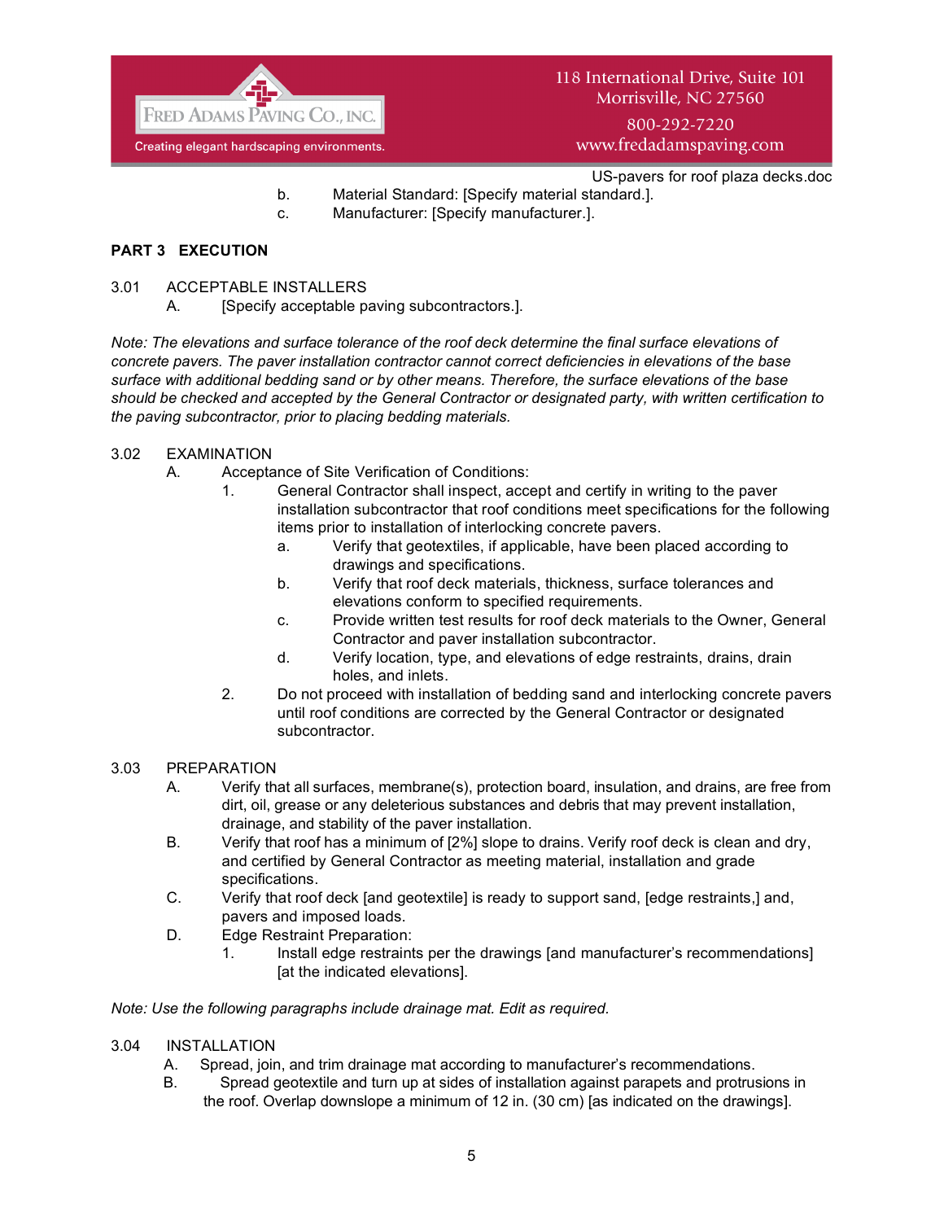b. Material Standard: [Specify material standard.].

c. Manufacturer: [Specify manufacturer.].

## PART 3 EXECUTION

3.01 ACCEPTABLE INSTALLERS

A. [Specify acceptable paving subcontractors.].

*Note: The elevations and surface tolerance of the roof deck determine the final surface elevations of concrete pavers. The paver installation contractor cannot correct deficiencies in elevations of the base surface with additional bedding sand or by other means. Therefore, the surface elevations of the base should be checked and accepted by the General Contractor or designated party, with written certification to the paving subcontractor, prior to placing bedding materials.*

3.02 EXAMINATION

A. Acceptance of Site Verification of Conditions:

1. General Contractor shall inspect, accept and certify in writing to the paver installation subcontractor that roof conditions meet specifications for the following items prior to installation of interlocking concrete pavers.

   a. Verify that geotextiles, if applicable, have been placed according to drawings and specifications.

   b. Verify that roof deck materials, thickness, surface tolerances and elevations conform to specified requirements.

   c. Provide written test results for roof deck materials to the Owner, General Contractor and paver installation subcontractor.

   d. Verify location, type, and elevations of edge restraints, drains, drain holes, and inlets.

2. Do not proceed with installation of bedding sand and interlocking concrete pavers until roof conditions are corrected by the General Contractor or designated subcontractor.

3.03 PREPARATION

A. Verify that all surfaces, membrane(s), protection board, insulation, and drains, are free from dirt, oil, grease or any deleterious substances and debris that may prevent installation, drainage, and stability of the paver installation.

B. Verify that roof has a minimum of [2%] slope to drains. Verify roof deck is clean and dry, and certified by General Contractor as meeting material, installation and grade specifications.

C. Verify that roof deck [and geotextile] is ready to support sand, [edge restraints,] and, pavers and imposed loads.

D. Edge Restraint Preparation:

1. Install edge restraints per the drawings [and manufacturer's recommendations] [at the indicated elevations].

*Note: Use the following paragraphs include drainage mat. Edit as required.*

3.04 INSTALLATION

A. Spread, join, and trim drainage mat according to manufacturer's recommendations.

B. Spread geotextile and turn up at sides of installation against parapets and protrusions in the roof. Overlap downslope a minimum of 12 in. (30 cm) [as indicated on the drawings].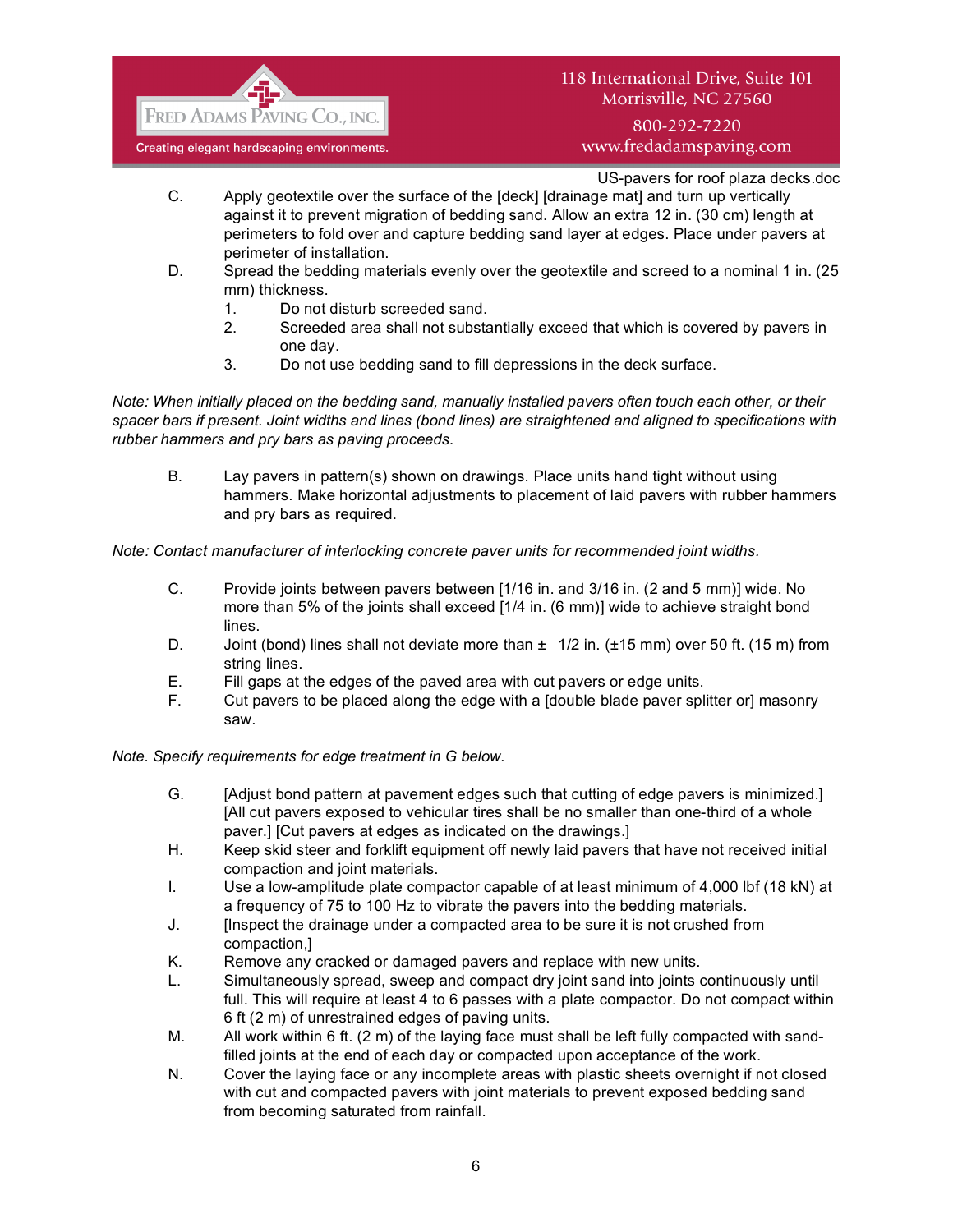- C. Apply geotextile over the surface of the [deck] [drainage mat] and turn up vertically against it to prevent migration of bedding sand. Allow an extra 12 in. (30 cm) length at perimeters to fold over and capture bedding sand layer at edges. Place under pavers at perimeter of installation.
- D. Spread the bedding materials evenly over the geotextile and screed to a nominal 1 in. (25 mm) thickness.
  1. Do not disturb screeded sand.
  2. Screeded area shall not substantially exceed that which is covered by pavers in one day.
  3. Do not use bedding sand to fill depressions in the deck surface.

*Note: When initially placed on the bedding sand, manually installed pavers often touch each other, or their spacer bars if present. Joint widths and lines (bond lines) are straightened and aligned to specifications with rubber hammers and pry bars as paving proceeds.*

- B. Lay pavers in pattern(s) shown on drawings. Place units hand tight without using hammers. Make horizontal adjustments to placement of laid pavers with rubber hammers and pry bars as required.

*Note: Contact manufacturer of interlocking concrete paver units for recommended joint widths.*

- C. Provide joints between pavers between [1/16 in. and 3/16 in. (2 and 5 mm)] wide. No more than 5% of the joints shall exceed [1/4 in. (6 mm)] wide to achieve straight bond lines.
- D. Joint (bond) lines shall not deviate more than ± 1/2 in. (±15 mm) over 50 ft. (15 m) from string lines.
- E. Fill gaps at the edges of the paved area with cut pavers or edge units.
- F. Cut pavers to be placed along the edge with a [double blade paver splitter or] masonry saw.

*Note. Specify requirements for edge treatment in G below.*

- G. [Adjust bond pattern at pavement edges such that cutting of edge pavers is minimized.] [All cut pavers exposed to vehicular tires shall be no smaller than one-third of a whole paver.] [Cut pavers at edges as indicated on the drawings.]
- H. Keep skid steer and forklift equipment off newly laid pavers that have not received initial compaction and joint materials.
- I. Use a low-amplitude plate compactor capable of at least minimum of 4,000 lbf (18 kN) at a frequency of 75 to 100 Hz to vibrate the pavers into the bedding materials.
- J. [Inspect the drainage under a compacted area to be sure it is not crushed from compaction,]
- K. Remove any cracked or damaged pavers and replace with new units.
- L. Simultaneously spread, sweep and compact dry joint sand into joints continuously until full. This will require at least 4 to 6 passes with a plate compactor. Do not compact within 6 ft (2 m) of unrestrained edges of paving units.
- M. All work within 6 ft. (2 m) of the laying face must shall be left fully compacted with sand-filled joints at the end of each day or compacted upon acceptance of the work.
- N. Cover the laying face or any incomplete areas with plastic sheets overnight if not closed with cut and compacted pavers with joint materials to prevent exposed bedding sand from becoming saturated from rainfall.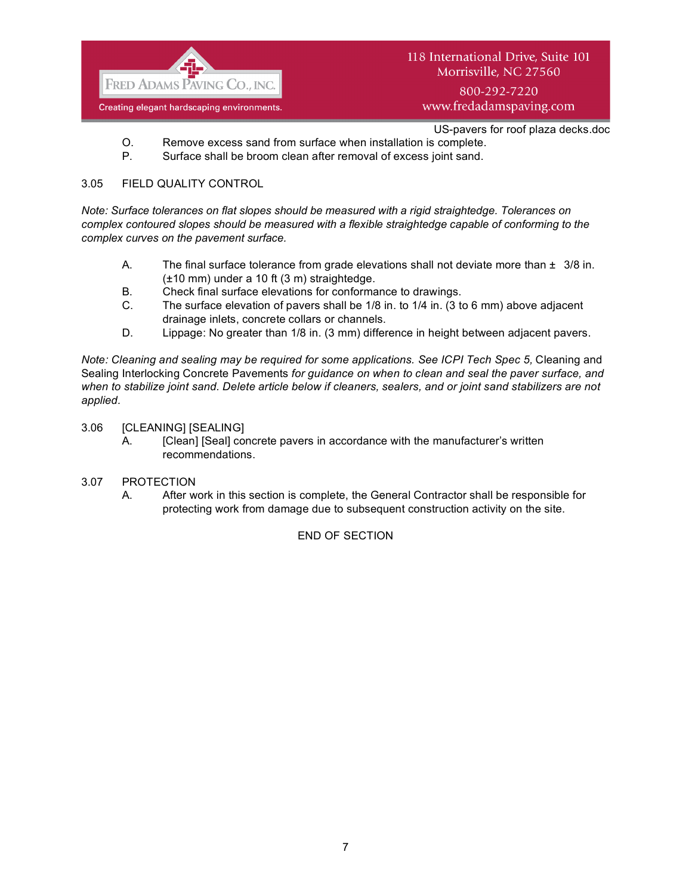O. Remove excess sand from surface when installation is complete.

P. Surface shall be broom clean after removal of excess joint sand.

3.05 FIELD QUALITY CONTROL

*Note: Surface tolerances on flat slopes should be measured with a rigid straightedge. Tolerances on complex contoured slopes should be measured with a flexible straightedge capable of conforming to the complex curves on the pavement surface.*

A. The final surface tolerance from grade elevations shall not deviate more than ± 3/8 in. (±10 mm) under a 10 ft (3 m) straightedge.

B. Check final surface elevations for conformance to drawings.

C. The surface elevation of pavers shall be 1/8 in. to 1/4 in. (3 to 6 mm) above adjacent drainage inlets, concrete collars or channels.

D. Lippage: No greater than 1/8 in. (3 mm) difference in height between adjacent pavers.

*Note: Cleaning and sealing may be required for some applications. See ICPI Tech Spec 5,* Cleaning and Sealing Interlocking Concrete Pavements *for guidance on when to clean and seal the paver surface, and when to stabilize joint sand. Delete article below if cleaners, sealers, and or joint sand stabilizers are not applied.*

3.06 [CLEANING] [SEALING]

A. [Clean] [Seal] concrete pavers in accordance with the manufacturer's written recommendations.

3.07 PROTECTION

A. After work in this section is complete, the General Contractor shall be responsible for protecting work from damage due to subsequent construction activity on the site.

END OF SECTION